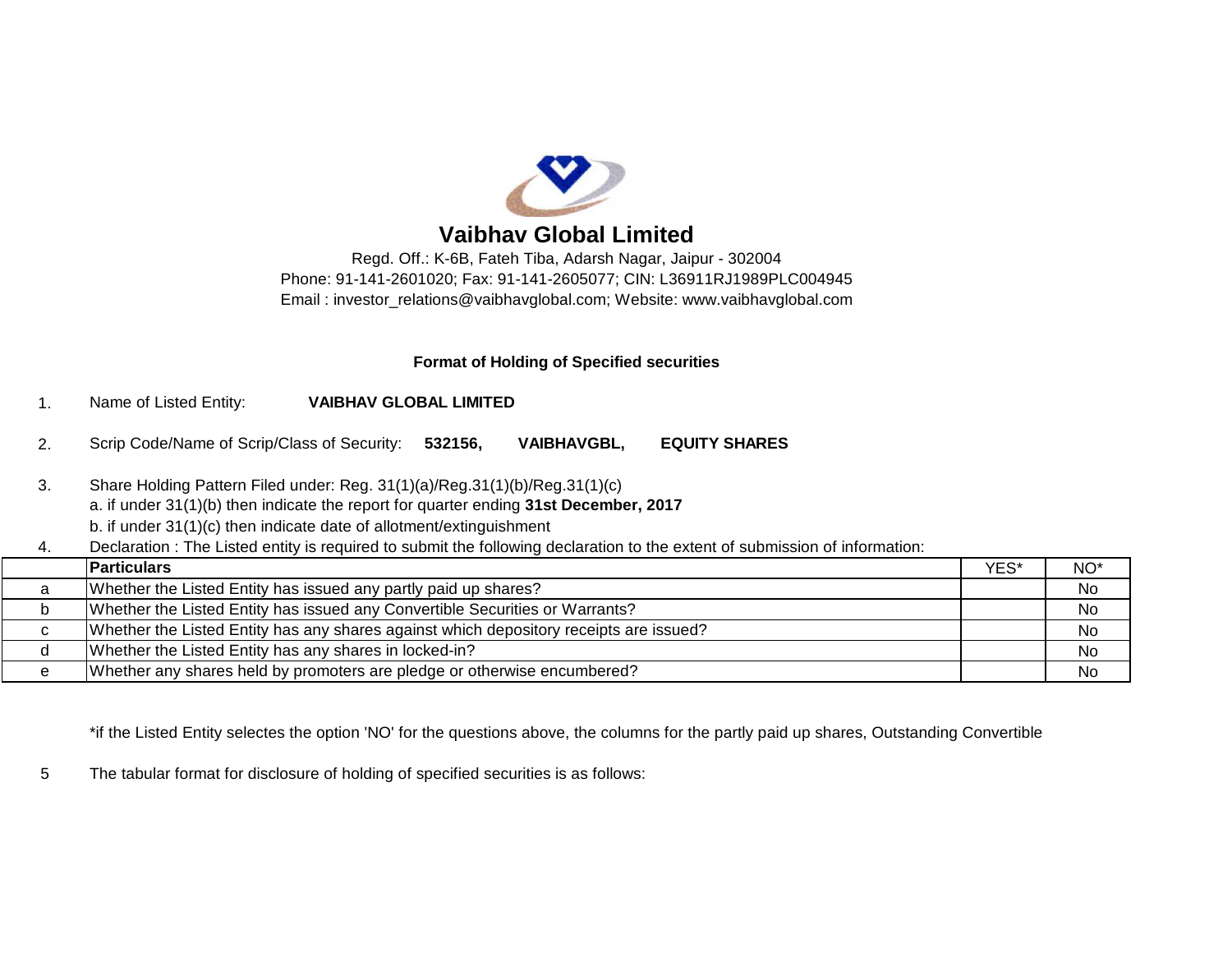# Vaibhav Global Limited

Regd. Off.: K-6B, Fateh Tiba, Adarsh Nagar, Jaipur - 302004
Phone: 91-141-2601020; Fax: 91-141-2605077; CIN: L36911RJ1989PLC004945
Email : investor_relations@vaibhavglobal.com; Website: www.vaibhavglobal.com

**Format of Holding of Specified securities**

1. Name of Listed Entity: **VAIBHAV GLOBAL LIMITED**

2. Scrip Code/Name of Scrip/Class of Security: **532156, VAIBHAVGBL, EQUITY SHARES**

3. Share Holding Pattern Filed under: Reg. 31(1)(a)/Reg.31(1)(b)/Reg.31(1)(c)
   a. if under 31(1)(b) then indicate the report for quarter ending **31st December, 2017**
   b. if under 31(1)(c) then indicate date of allotment/extinguishment

4. Declaration : The Listed entity is required to submit the following declaration to the extent of submission of information:

| | **Particulars** | YES* | NO* |
|---|---|---|---|
| a | Whether the Listed Entity has issued any partly paid up shares? | | No |
| b | Whether the Listed Entity has issued any Convertible Securities or Warrants? | | No |
| c | Whether the Listed Entity has any shares against which depository receipts are issued? | | No |
| d | Whether the Listed Entity has any shares in locked-in? | | No |
| e | Whether any shares held by promoters are pledge or otherwise encumbered? | | No |

*if the Listed Entity selectes the option 'NO' for the questions above, the columns for the partly paid up shares, Outstanding Convertible

5 The tabular format for disclosure of holding of specified securities is as follows: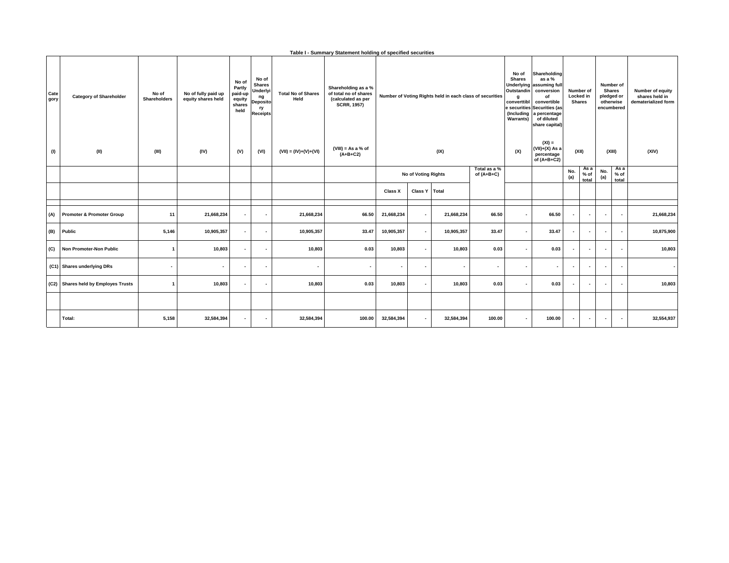Table I - Summary Statement holding of specified securities

| Category | Category of Shareholder | No of Shareholders | No of fully paid up equity shares held | No of Partly paid-up equity shares held | No of Shares Underlying Depository Receipts | Total No of Shares Held | Shareholding as a % of total no of shares (calculated as per SCRR, 1957) | Number of Voting Rights held in each class of securities | | | | No of Shares Underlying Outstanding converttible securities (Including Warrants) | Shareholding as a % assuming full conversion of convertible Securities (as a percentage of diluted share capital) | Number of Locked in Shares | | Number of Shares pledged or otherwise encumbered | | Number of equity shares held in dematerialized form |
|---|---|---|---|---|---|---|---|---|---|---|---|---|---|---|---|---|---|---|
| (I) | (II) | (III) | (IV) | (V) | (VI) | (VII) = (IV)+(V)+(VI) | (VIII) = As a % of (A+B+C2) | (IX) | | | | (X) | (XI) = (VII)+(X) As a percentage of (A+B+C2) | (XII) | | (XIII) | | (XIV) |
| | | | | | | | | No of Voting Rights | | | Total as a % of (A+B+C) | | | No. (a) | As a % of total | No. (a) | As a % of total | |
| | | | | | | | | Class X | Class Y | Total | | | | | | | | |
| (A) | Promoter & Promoter Group | 11 | 21,668,234 | - | - | 21,668,234 | 66.50 | 21,668,234 | - | 21,668,234 | 66.50 | - | 66.50 | - | - | - | - | 21,668,234 |
| (B) | Public | 5,146 | 10,905,357 | - | - | 10,905,357 | 33.47 | 10,905,357 | - | 10,905,357 | 33.47 | - | 33.47 | - | - | - | - | 10,875,900 |
| (C) | Non Promoter-Non Public | 1 | 10,803 | - | - | 10,803 | 0.03 | 10,803 | - | 10,803 | 0.03 | - | 0.03 | - | - | - | - | 10,803 |
| (C1) | Shares underlying DRs | - | - | - | - | - | - | - | - | - | - | - | - | - | - | - | - | - |
| (C2) | Shares held by Employes Trusts | 1 | 10,803 | - | - | 10,803 | 0.03 | 10,803 | - | 10,803 | 0.03 | - | 0.03 | - | - | - | - | 10,803 |
| | | | | | | | | | | | | | | | | | | |
| | Total: | 5,158 | 32,584,394 | - | - | 32,584,394 | 100.00 | 32,584,394 | - | 32,584,394 | 100.00 | - | 100.00 | - | - | - | - | 32,554,937 |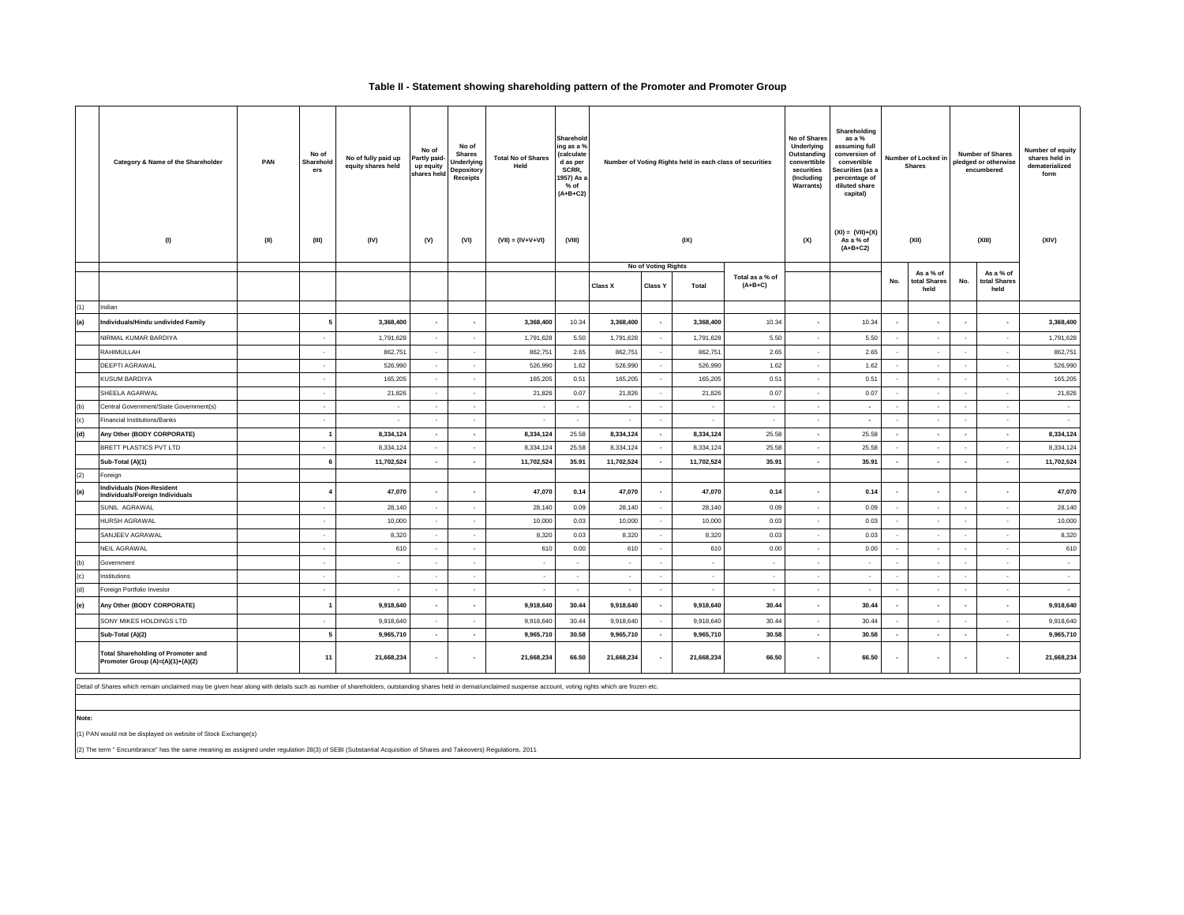## Table II - Statement showing shareholding pattern of the Promoter and Promoter Group

| | Category & Name of the Shareholder | PAN | No of Shareholders | No of fully paid up equity shares held | No of Partly paid-up equity shares held | No of Shares Underlying Depository Receipts | Total No of Shares Held | Shareholding as a % (calculated as per SCRR, 1957) As a % of (A+B+C2) | Number of Voting Rights held in each class of securities | | | | No of Shares Underlying Outstanding convertible securities (Including Warrants) | Shareholding as a % assuming full conversion of convertible Securities (as a percentage of diluted share capital) | Number of Locked in Shares | | Number of Shares pledged or otherwise encumbered | | Number of equity shares held in dematerialized form |
|---|---|---|---|---|---|---|---|---|---|---|---|---|---|---|---|---|---|---|---|
| | (I) | (II) | (III) | (IV) | (V) | (VI) | (VII) = (IV+V+VI) | (VIII) | (IX) | | | | (X) | (XI) = (VII)+(X) As a % of (A+B+C2) | (XII) | | (XIII) | | (XIV) |
| | | | | | | | | | No of Voting Rights | | | Total as a % of (A+B+C) | | | No. | As a % of total Shares held | No. | As a % of total Shares held | |
| | | | | | | | | | Class X | Class Y | Total | | | | | | | | |
| (1) | Indian | | | | | | | | | | | | | | | | | | |
| **(a)** | **Individuals/Hindu undivided Family** | | **5** | **3,368,400** | **-** | **-** | **3,368,400** | 10.34 | **3,368,400** | **-** | **3,368,400** | 10.34 | **-** | 10.34 | **-** | **-** | **-** | **-** | **3,368,400** |
| | NIRMAL KUMAR BARDIYA | | - | 1,791,628 | - | - | 1,791,628 | 5.50 | 1,791,628 | - | 1,791,628 | 5.50 | - | 5.50 | - | - | - | - | 1,791,628 |
| | RAHIMULLAH | | - | 862,751 | - | - | 862,751 | 2.65 | 862,751 | - | 862,751 | 2.65 | - | 2.65 | - | - | - | - | 862,751 |
| | DEEPTI AGRAWAL | | - | 526,990 | - | - | 526,990 | 1.62 | 526,990 | - | 526,990 | 1.62 | - | 1.62 | - | - | - | - | 526,990 |
| | KUSUM BARDIYA | | - | 165,205 | - | - | 165,205 | 0.51 | 165,205 | - | 165,205 | 0.51 | - | 0.51 | - | - | - | - | 165,205 |
| | SHEELA AGARWAL | | - | 21,826 | - | - | 21,826 | 0.07 | 21,826 | - | 21,826 | 0.07 | - | 0.07 | - | - | - | - | 21,826 |
| (b) | Central Government/State Government(s) | | - | - | - | - | - | - | - | - | - | - | - | - | - | - | - | - | - |
| (c) | Financial Institutions/Banks | | - | - | - | - | - | - | - | - | - | - | - | - | - | - | - | - | - |
| **(d)** | **Any Other (BODY CORPORATE)** | | **1** | **8,334,124** | **-** | **-** | **8,334,124** | 25.58 | **8,334,124** | **-** | **8,334,124** | 25.58 | **-** | 25.58 | **-** | **-** | **-** | **-** | **8,334,124** |
| | BRETT PLASTICS PVT LTD | | - | 8,334,124 | - | - | 8,334,124 | 25.58 | 8,334,124 | - | 8,334,124 | 25.58 | - | 25.58 | - | - | - | - | 8,334,124 |
| | **Sub-Total (A)(1)** | | **6** | **11,702,524** | **-** | **-** | **11,702,524** | **35.91** | **11,702,524** | **-** | **11,702,524** | **35.91** | **-** | **35.91** | **-** | **-** | **-** | **-** | **11,702,524** |
| (2) | Foreign | | | | | | | | | | | | | | | | | | |
| **(a)** | **Individuals (Non-Resident Individuals/Foreign Individuals** | | **4** | **47,070** | **-** | **-** | **47,070** | **0.14** | **47,070** | **-** | **47,070** | **0.14** | **-** | **0.14** | **-** | **-** | **-** | **-** | **47,070** |
| | SUNIL AGRAWAL | | - | 28,140 | - | - | 28,140 | 0.09 | 28,140 | - | 28,140 | 0.09 | - | 0.09 | - | - | - | - | 28,140 |
| | HURSH AGRAWAL | | - | 10,000 | - | - | 10,000 | 0.03 | 10,000 | - | 10,000 | 0.03 | - | 0.03 | - | - | - | - | 10,000 |
| | SANJEEV AGRAWAL | | - | 8,320 | - | - | 8,320 | 0.03 | 8,320 | - | 8,320 | 0.03 | - | 0.03 | - | - | - | - | 8,320 |
| | NEIL AGRAWAL | | - | 610 | - | - | 610 | 0.00 | 610 | - | 610 | 0.00 | - | 0.00 | - | - | - | - | 610 |
| (b) | Government | | - | - | - | - | - | - | - | - | - | - | - | - | - | - | - | - | - |
| (c) | Institutions | | - | - | - | - | - | - | - | - | - | - | - | - | - | - | - | - | - |
| (d) | Foreign Portfolio Investor | | - | - | - | - | - | - | - | - | - | - | - | - | - | - | - | - | - |
| **(e)** | **Any Other (BODY CORPORATE)** | | **1** | **9,918,640** | **-** | **-** | **9,918,640** | **30.44** | **9,918,640** | **-** | **9,918,640** | **30.44** | **-** | **30.44** | **-** | **-** | **-** | **-** | **9,918,640** |
| | SONY MIKES HOLDINGS LTD | | - | 9,918,640 | - | - | 9,918,640 | 30.44 | 9,918,640 | - | 9,918,640 | 30.44 | - | 30.44 | - | - | - | - | 9,918,640 |
| | **Sub-Total (A)(2)** | | **5** | **9,965,710** | **-** | **-** | **9,965,710** | **30.58** | **9,965,710** | **-** | **9,965,710** | **30.58** | **-** | **30.58** | **-** | **-** | **-** | **-** | **9,965,710** |
| | **Total Shareholding of Promoter and Promoter Group (A)=(A)(1)+(A)(2)** | | **11** | **21,668,234** | **-** | **-** | **21,668,234** | **66.50** | **21,668,234** | **-** | **21,668,234** | **66.50** | **-** | **66.50** | **-** | **-** | **-** | **-** | **21,668,234** |

Detail of Shares which remain unclaimed may be given hear along with details such as number of shareholders, outstanding shares held in demat/unclaimed suspense account, voting rights which are frozen etc.

**Note:**

(1) PAN would not be displayed on website of Stock Exchange(s)

(2) The term " Encumbrance" has the same meaning as assigned under regulation 28(3) of SEBI (Substantial Acquisition of Shares and Takeovers) Regulations, 2011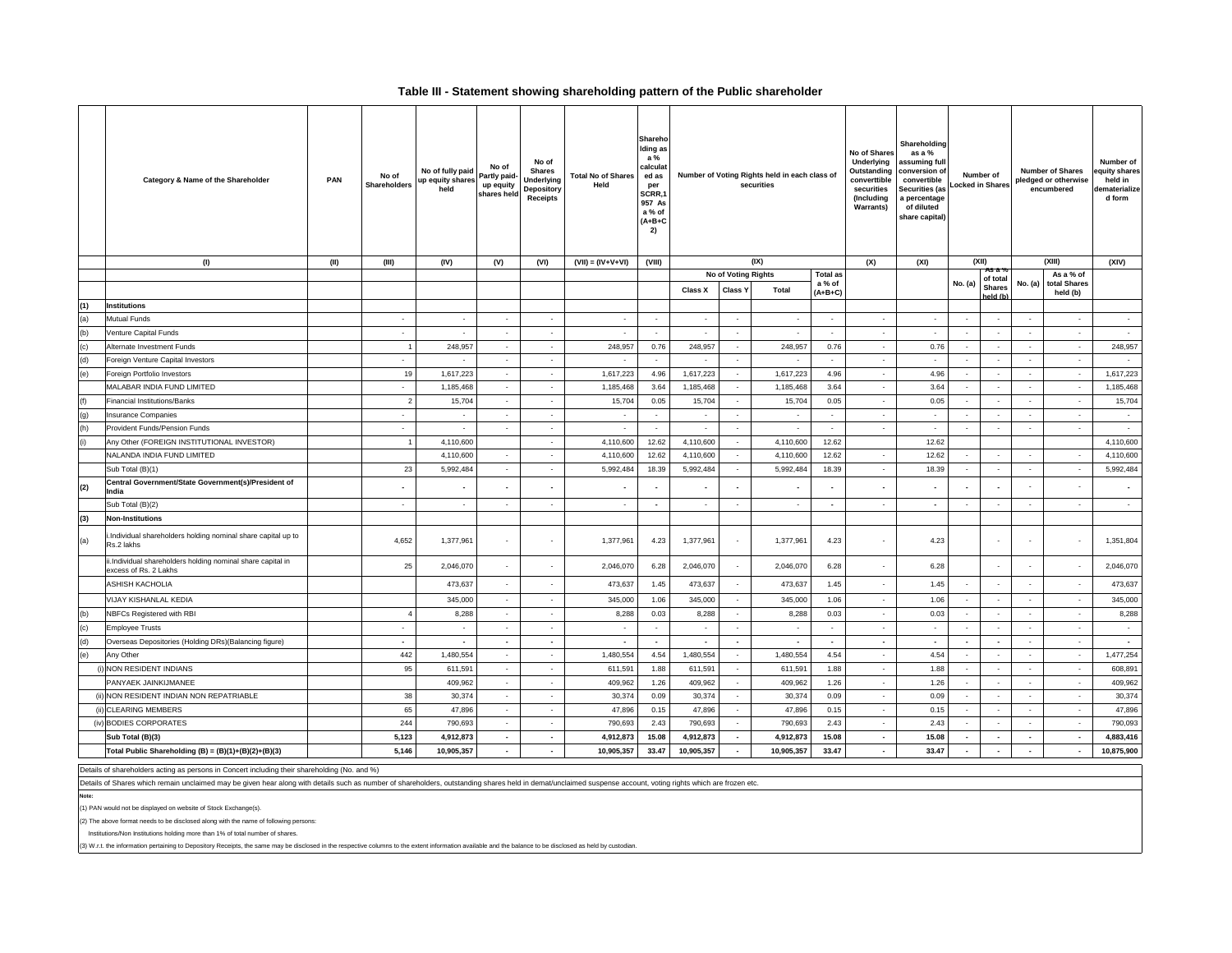## Table III - Statement showing shareholding pattern of the Public shareholder

| | Category & Name of the Shareholder | PAN | No of Shareholders | No of fully paid up equity shares held | No of Partly paid-up equity shares held | No of Shares Underlying Depository Receipts | Total No of Shares Held | Shareholding as a % calculated as per SCRR,1957 As a % of (A+B+C2) | Number of Voting Rights held in each class of securities | | | | No of Shares Underlying Outstanding converttible securities (Including Warrants) | Shareholding as a % assuming full conversion of convertible Securities (as a percentage of diluted share capital) | Number of Locked in Shares | | Number of Shares pledged or otherwise encumbered | | Number of equity shares held in dematerialized form |
|---|---|---|---|---|---|---|---|---|---|---|---|---|---|---|---|---|---|---|---|
| | (I) | (II) | (III) | (IV) | (V) | (VI) | (VII) = (IV+V+VI) | (VIII) | (IX) | | | | (X) | (XI) | (XII) | | (XIII) | | (XIV) |
| | | | | | | | | | No of Voting Rights | | | Total as a % of (A+B+C) | | | No. (a) | As a % of total Shares held (b) | No. (a) | As a % of total Shares held (b) | |
| | | | | | | | | | Class X | Class Y | Total | | | | | | | | |
| (1) | **Institutions** | | | | | | | | | | | | | | | | | | |
| (a) | Mutual Funds | | - | - | - | - | - | - | - | - | - | - | - | - | - | - | - | - | - |
| (b) | Venture Capital Funds | | - | - | - | - | - | - | - | - | - | - | - | - | - | - | - | - | - |
| (c) | Alternate Investment Funds | | 1 | 248,957 | - | - | 248,957 | 0.76 | 248,957 | - | 248,957 | 0.76 | - | 0.76 | - | - | - | - | 248,957 |
| (d) | Foreign Venture Capital Investors | | - | - | - | - | - | - | - | - | - | - | - | - | - | - | - | - | - |
| (e) | Foreign Portfolio Investors | | 19 | 1,617,223 | - | - | 1,617,223 | 4.96 | 1,617,223 | - | 1,617,223 | 4.96 | - | 4.96 | - | - | - | - | 1,617,223 |
| | MALABAR INDIA FUND LIMITED | | - | 1,185,468 | - | - | 1,185,468 | 3.64 | 1,185,468 | - | 1,185,468 | 3.64 | - | 3.64 | - | - | - | - | 1,185,468 |
| (f) | Financial Institutions/Banks | | 2 | 15,704 | - | - | 15,704 | 0.05 | 15,704 | - | 15,704 | 0.05 | - | 0.05 | - | - | - | - | 15,704 |
| (g) | Insurance Companies | | - | - | - | - | - | - | - | - | - | - | - | - | - | - | - | - | - |
| (h) | Provident Funds/Pension Funds | | - | - | - | - | - | - | - | - | - | - | - | - | - | - | - | - | - |
| (i) | Any Other (FOREIGN INSTITUTIONAL INVESTOR) | | 1 | 4,110,600 | | - | 4,110,600 | 12.62 | 4,110,600 | - | 4,110,600 | 12.62 | | 12.62 | | | | | 4,110,600 |
| | NALANDA INDIA FUND LIMITED | | | 4,110,600 | - | - | 4,110,600 | 12.62 | 4,110,600 | - | 4,110,600 | 12.62 | - | 12.62 | - | - | - | - | 4,110,600 |
| | Sub Total (B)(1) | | 23 | 5,992,484 | - | - | 5,992,484 | 18.39 | 5,992,484 | - | 5,992,484 | 18.39 | - | 18.39 | - | - | - | - | 5,992,484 |
| (2) | **Central Government/State Government(s)/President of India** | | - | - | - | - | - | - | - | - | - | - | - | - | - | - | - | - | - |
| | Sub Total (B)(2) | | - | - | - | - | - | - | - | - | - | - | - | - | - | - | - | - | - |
| (3) | **Non-Institutions** | | | | | | | | | | | | | | | | | | |
| (a) | i.Individual shareholders holding nominal share capital up to Rs.2 lakhs | | 4,652 | 1,377,961 | - | - | 1,377,961 | 4.23 | 1,377,961 | - | 1,377,961 | 4.23 | - | 4.23 | | - | - | - | 1,351,804 |
| | ii.Individual shareholders holding nominal share capital in excess of Rs. 2 Lakhs | | 25 | 2,046,070 | - | - | 2,046,070 | 6.28 | 2,046,070 | - | 2,046,070 | 6.28 | - | 6.28 | | - | - | - | 2,046,070 |
| | ASHISH KACHOLIA | | | 473,637 | - | - | 473,637 | 1.45 | 473,637 | - | 473,637 | 1.45 | - | 1.45 | - | - | - | - | 473,637 |
| | VIJAY KISHANLAL KEDIA | | | 345,000 | - | - | 345,000 | 1.06 | 345,000 | - | 345,000 | 1.06 | - | 1.06 | - | - | - | - | 345,000 |
| (b) | NBFCs Registered with RBI | | 4 | 8,288 | - | - | 8,288 | 0.03 | 8,288 | - | 8,288 | 0.03 | - | 0.03 | - | - | - | - | 8,288 |
| (c) | Employee Trusts | | - | - | - | - | - | - | - | - | - | - | - | - | - | - | - | - | - |
| (d) | Overseas Depositories (Holding DRs)(Balancing figure) | | - | - | - | - | - | - | - | - | - | - | - | - | - | - | - | - | - |
| (e) | Any Other | | 442 | 1,480,554 | - | - | 1,480,554 | 4.54 | 1,480,554 | - | 1,480,554 | 4.54 | - | 4.54 | - | - | - | - | 1,477,254 |
| | (i) NON RESIDENT INDIANS | | 95 | 611,591 | - | - | 611,591 | 1.88 | 611,591 | - | 611,591 | 1.88 | - | 1.88 | - | - | - | - | 608,891 |
| | PANYAEK JAINKIJMANEE | | | 409,962 | - | - | 409,962 | 1.26 | 409,962 | - | 409,962 | 1.26 | - | 1.26 | - | - | - | - | 409,962 |
| | (ii) NON RESIDENT INDIAN NON REPATRIABLE | | 38 | 30,374 | - | - | 30,374 | 0.09 | 30,374 | - | 30,374 | 0.09 | - | 0.09 | - | - | - | - | 30,374 |
| | (ii) CLEARING MEMBERS | | 65 | 47,896 | - | - | 47,896 | 0.15 | 47,896 | - | 47,896 | 0.15 | - | 0.15 | - | - | - | - | 47,896 |
| | (iv) BODIES CORPORATES | | 244 | 790,693 | - | - | 790,693 | 2.43 | 790,693 | - | 790,693 | 2.43 | - | 2.43 | - | - | - | - | 790,093 |
| | **Sub Total (B)(3)** | | **5,123** | **4,912,873** | - | - | **4,912,873** | **15.08** | **4,912,873** | - | **4,912,873** | **15.08** | - | **15.08** | - | - | - | - | **4,883,416** |
| | **Total Public Shareholding (B) = (B)(1)+(B)(2)+(B)(3)** | | **5,146** | **10,905,357** | - | - | **10,905,357** | **33.47** | **10,905,357** | - | **10,905,357** | **33.47** | - | **33.47** | - | - | - | - | **10,875,900** |

Details of shareholders acting as persons in Concert including their shareholding (No. and %)

Details of Shares which remain unclaimed may be given hear along with details such as number of shareholders, outstanding shares held in demat/unclaimed suspense account, voting rights which are frozen etc.

**Note:**

(1) PAN would not be displayed on website of Stock Exchange(s).

(2) The above format needs to be disclosed along with the name of following persons:

Institutions/Non Institutions holding more than 1% of total number of shares.

(3) W.r.t. the information pertaining to Depository Receipts, the same may be disclosed in the respective columns to the extent information available and the balance to be disclosed as held by custodian.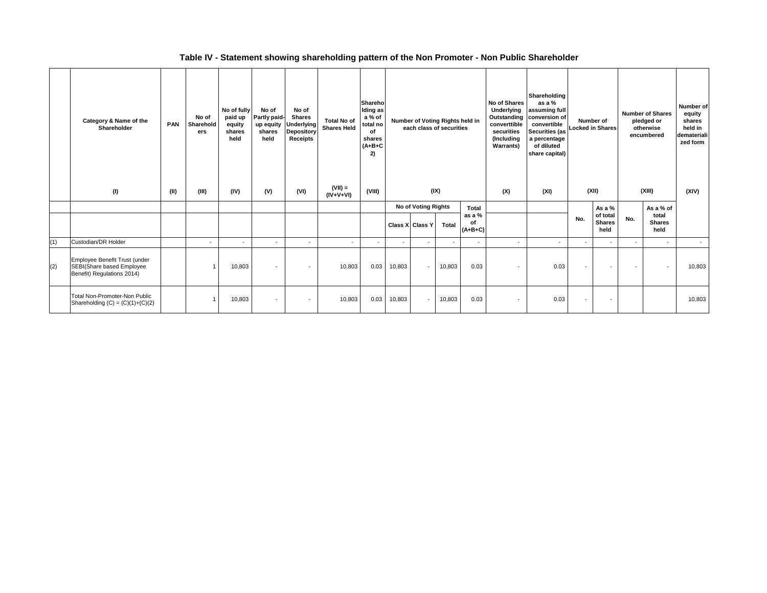## Table IV - Statement showing shareholding pattern of the Non Promoter - Non Public Shareholder

| | Category & Name of the Shareholder | PAN | No of Shareholders | No of fully paid up equity shares held | No of Partly paid-up equity shares held | No of Shares Underlying Depository Receipts | Total No of Shares Held | Shareholding as a % of total no of shares (A+B+C2) | Number of Voting Rights held in each class of securities | | | | No of Shares Underlying Outstanding converttible securities (Including Warrants) | Shareholding as a % assuming full conversion of convertible Securities (as a percentage of diluted share capital) | Number of Locked in Shares | | Number of Shares pledged or otherwise encumbered | | Number of equity shares held in dematerialized form |
|---|---|---|---|---|---|---|---|---|---|---|---|---|---|---|---|---|---|---|---|
| | (I) | (II) | (III) | (IV) | (V) | (VI) | (VII) = (IV+V+VI) | (VIII) | (IX) | | | | (X) | (XI) | (XII) | | (XIII) | | (XIV) |
| | | | | | | | | | No of Voting Rights | | | Total as a % of (A+B+C) | | | No. | As a % of total Shares held | No. | As a % of total Shares held | |
| | | | | | | | | | Class X | Class Y | Total | | | | | | | | |
| (1) | Custodian/DR Holder | | - | - | - | - | - | - | - | - | - | - | - | - | - | - | - | - | - |
| (2) | Employee Benefit Trust (under SEBI(Share based Employee Benefit) Regulations 2014) | | 1 | 10,803 | - | - | 10,803 | 0.03 | 10,803 | - | 10,803 | 0.03 | - | 0.03 | - | - | - | - | 10,803 |
| | Total Non-Promoter-Non Public Shareholding (C) = (C)(1)+(C)(2) | | 1 | 10,803 | - | - | 10,803 | 0.03 | 10,803 | - | 10,803 | 0.03 | - | 0.03 | - | - | | | 10,803 |